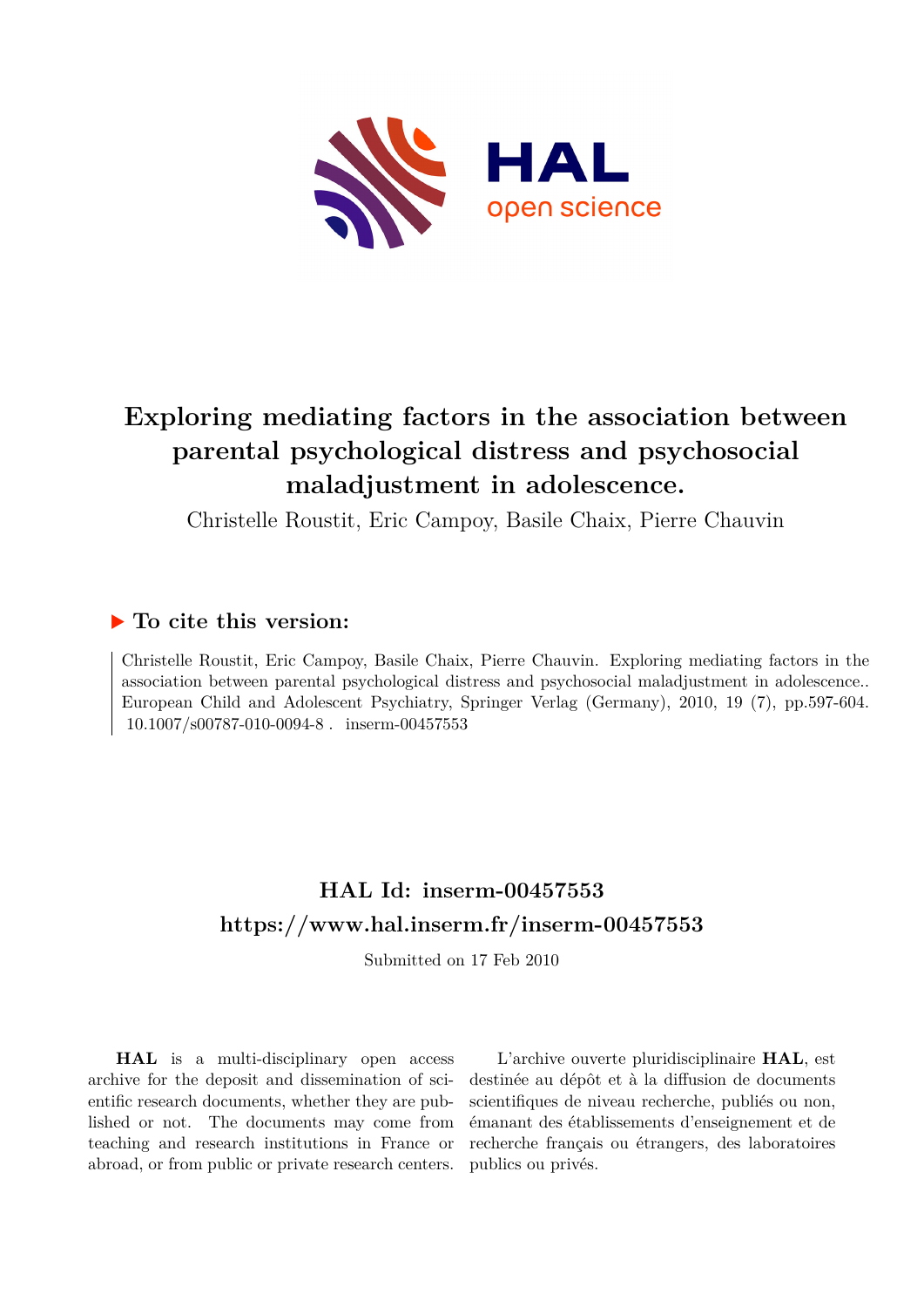# Exploring mediating factors in the association between parental psychological distress and psychosocial maladjustment in adolescence.

Christelle Roustit, Eric Campoy, Basile Chaix, Pierre Chauvin

## ▶ To cite this version:

Christelle Roustit, Eric Campoy, Basile Chaix, Pierre Chauvin. Exploring mediating factors in the association between parental psychological distress and psychosocial maladjustment in adolescence.. European Child and Adolescent Psychiatry, Springer Verlag (Germany), 2010, 19 (7), pp.597-604. 10.1007/s00787-010-0094-8 . inserm-00457553

## HAL Id: inserm-00457553
## https://www.hal.inserm.fr/inserm-00457553

Submitted on 17 Feb 2010

**HAL** is a multi-disciplinary open access archive for the deposit and dissemination of scientific research documents, whether they are published or not. The documents may come from teaching and research institutions in France or abroad, or from public or private research centers.

L'archive ouverte pluridisciplinaire **HAL**, est destinée au dépôt et à la diffusion de documents scientifiques de niveau recherche, publiés ou non, émanant des établissements d'enseignement et de recherche français ou étrangers, des laboratoires publics ou privés.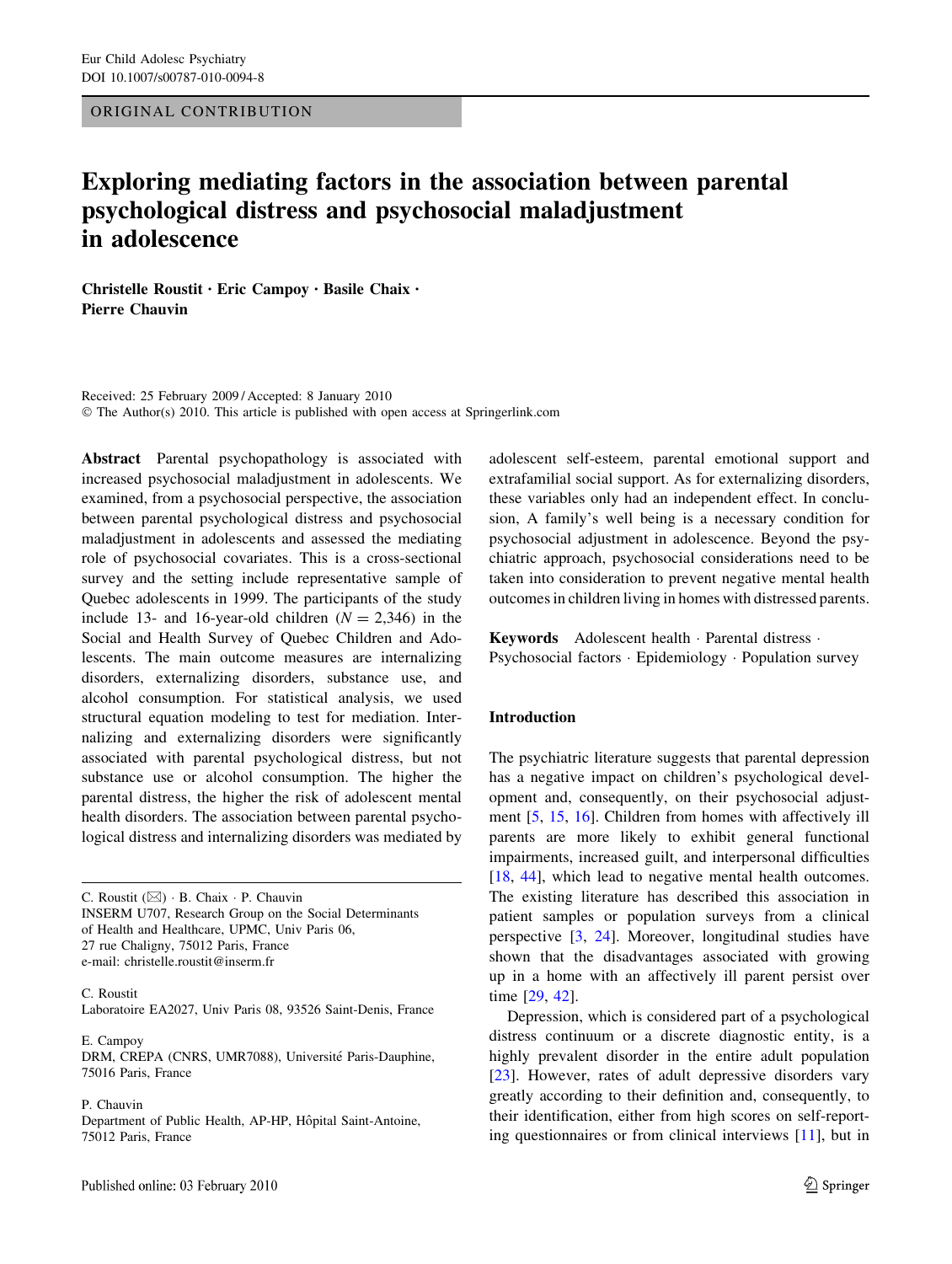ORIGINAL CONTRIBUTION

# Exploring mediating factors in the association between parental psychological distress and psychosocial maladjustment in adolescence

**Christelle Roustit · Eric Campoy · Basile Chaix · Pierre Chauvin**

Received: 25 February 2009 / Accepted: 8 January 2010
© The Author(s) 2010. This article is published with open access at Springerlink.com

**Abstract** Parental psychopathology is associated with increased psychosocial maladjustment in adolescents. We examined, from a psychosocial perspective, the association between parental psychological distress and psychosocial maladjustment in adolescents and assessed the mediating role of psychosocial covariates. This is a cross-sectional survey and the setting include representative sample of Quebec adolescents in 1999. The participants of the study include 13- and 16-year-old children ($N = 2{,}346$) in the Social and Health Survey of Quebec Children and Adolescents. The main outcome measures are internalizing disorders, externalizing disorders, substance use, and alcohol consumption. For statistical analysis, we used structural equation modeling to test for mediation. Internalizing and externalizing disorders were significantly associated with parental psychological distress, but not substance use or alcohol consumption. The higher the parental distress, the higher the risk of adolescent mental health disorders. The association between parental psychological distress and internalizing disorders was mediated by adolescent self-esteem, parental emotional support and extrafamilial social support. As for externalizing disorders, these variables only had an independent effect. In conclusion, A family's well being is a necessary condition for psychosocial adjustment in adolescence. Beyond the psychiatric approach, psychosocial considerations need to be taken into consideration to prevent negative mental health outcomes in children living in homes with distressed parents.

**Keywords** Adolescent health · Parental distress · Psychosocial factors · Epidemiology · Population survey

C. Roustit (✉) · B. Chaix · P. Chauvin
INSERM U707, Research Group on the Social Determinants of Health and Healthcare, UPMC, Univ Paris 06, 27 rue Chaligny, 75012 Paris, France
e-mail: christelle.roustit@inserm.fr

C. Roustit
Laboratoire EA2027, Univ Paris 08, 93526 Saint-Denis, France

E. Campoy
DRM, CREPA (CNRS, UMR7088), Université Paris-Dauphine, 75016 Paris, France

P. Chauvin
Department of Public Health, AP-HP, Hôpital Saint-Antoine, 75012 Paris, France

## Introduction

The psychiatric literature suggests that parental depression has a negative impact on children's psychological development and, consequently, on their psychosocial adjustment [5, 15, 16]. Children from homes with affectively ill parents are more likely to exhibit general functional impairments, increased guilt, and interpersonal difficulties [18, 44], which lead to negative mental health outcomes. The existing literature has described this association in patient samples or population surveys from a clinical perspective [3, 24]. Moreover, longitudinal studies have shown that the disadvantages associated with growing up in a home with an affectively ill parent persist over time [29, 42].

Depression, which is considered part of a psychological distress continuum or a discrete diagnostic entity, is a highly prevalent disorder in the entire adult population [23]. However, rates of adult depressive disorders vary greatly according to their definition and, consequently, to their identification, either from high scores on self-reporting questionnaires or from clinical interviews [11], but in

Published online: 03 February 2010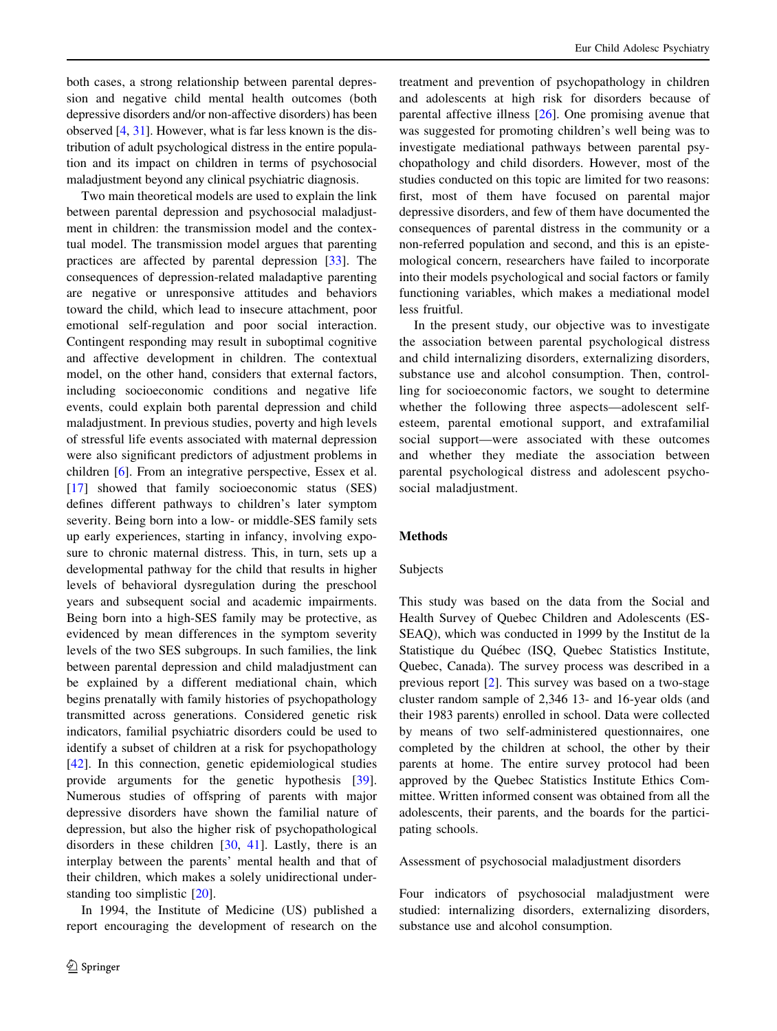both cases, a strong relationship between parental depression and negative child mental health outcomes (both depressive disorders and/or non-affective disorders) has been observed [4, 31]. However, what is far less known is the distribution of adult psychological distress in the entire population and its impact on children in terms of psychosocial maladjustment beyond any clinical psychiatric diagnosis.

Two main theoretical models are used to explain the link between parental depression and psychosocial maladjustment in children: the transmission model and the contextual model. The transmission model argues that parenting practices are affected by parental depression [33]. The consequences of depression-related maladaptive parenting are negative or unresponsive attitudes and behaviors toward the child, which lead to insecure attachment, poor emotional self-regulation and poor social interaction. Contingent responding may result in suboptimal cognitive and affective development in children. The contextual model, on the other hand, considers that external factors, including socioeconomic conditions and negative life events, could explain both parental depression and child maladjustment. In previous studies, poverty and high levels of stressful life events associated with maternal depression were also significant predictors of adjustment problems in children [6]. From an integrative perspective, Essex et al. [17] showed that family socioeconomic status (SES) defines different pathways to children's later symptom severity. Being born into a low- or middle-SES family sets up early experiences, starting in infancy, involving exposure to chronic maternal distress. This, in turn, sets up a developmental pathway for the child that results in higher levels of behavioral dysregulation during the preschool years and subsequent social and academic impairments. Being born into a high-SES family may be protective, as evidenced by mean differences in the symptom severity levels of the two SES subgroups. In such families, the link between parental depression and child maladjustment can be explained by a different mediational chain, which begins prenatally with family histories of psychopathology transmitted across generations. Considered genetic risk indicators, familial psychiatric disorders could be used to identify a subset of children at a risk for psychopathology [42]. In this connection, genetic epidemiological studies provide arguments for the genetic hypothesis [39]. Numerous studies of offspring of parents with major depressive disorders have shown the familial nature of depression, but also the higher risk of psychopathological disorders in these children [30, 41]. Lastly, there is an interplay between the parents' mental health and that of their children, which makes a solely unidirectional understanding too simplistic [20].

In 1994, the Institute of Medicine (US) published a report encouraging the development of research on the treatment and prevention of psychopathology in children and adolescents at high risk for disorders because of parental affective illness [26]. One promising avenue that was suggested for promoting children's well being was to investigate mediational pathways between parental psychopathology and child disorders. However, most of the studies conducted on this topic are limited for two reasons: first, most of them have focused on parental major depressive disorders, and few of them have documented the consequences of parental distress in the community or a non-referred population and second, and this is an epistemological concern, researchers have failed to incorporate into their models psychological and social factors or family functioning variables, which makes a mediational model less fruitful.

In the present study, our objective was to investigate the association between parental psychological distress and child internalizing disorders, externalizing disorders, substance use and alcohol consumption. Then, controlling for socioeconomic factors, we sought to determine whether the following three aspects—adolescent self-esteem, parental emotional support, and extrafamilial social support—were associated with these outcomes and whether they mediate the association between parental psychological distress and adolescent psychosocial maladjustment.

## Methods

### Subjects

This study was based on the data from the Social and Health Survey of Quebec Children and Adolescents (ES-SEAQ), which was conducted in 1999 by the Institut de la Statistique du Québec (ISQ, Quebec Statistics Institute, Quebec, Canada). The survey process was described in a previous report [2]. This survey was based on a two-stage cluster random sample of 2,346 13- and 16-year olds (and their 1983 parents) enrolled in school. Data were collected by means of two self-administered questionnaires, one completed by the children at school, the other by their parents at home. The entire survey protocol had been approved by the Quebec Statistics Institute Ethics Committee. Written informed consent was obtained from all the adolescents, their parents, and the boards for the participating schools.

### Assessment of psychosocial maladjustment disorders

Four indicators of psychosocial maladjustment were studied: internalizing disorders, externalizing disorders, substance use and alcohol consumption.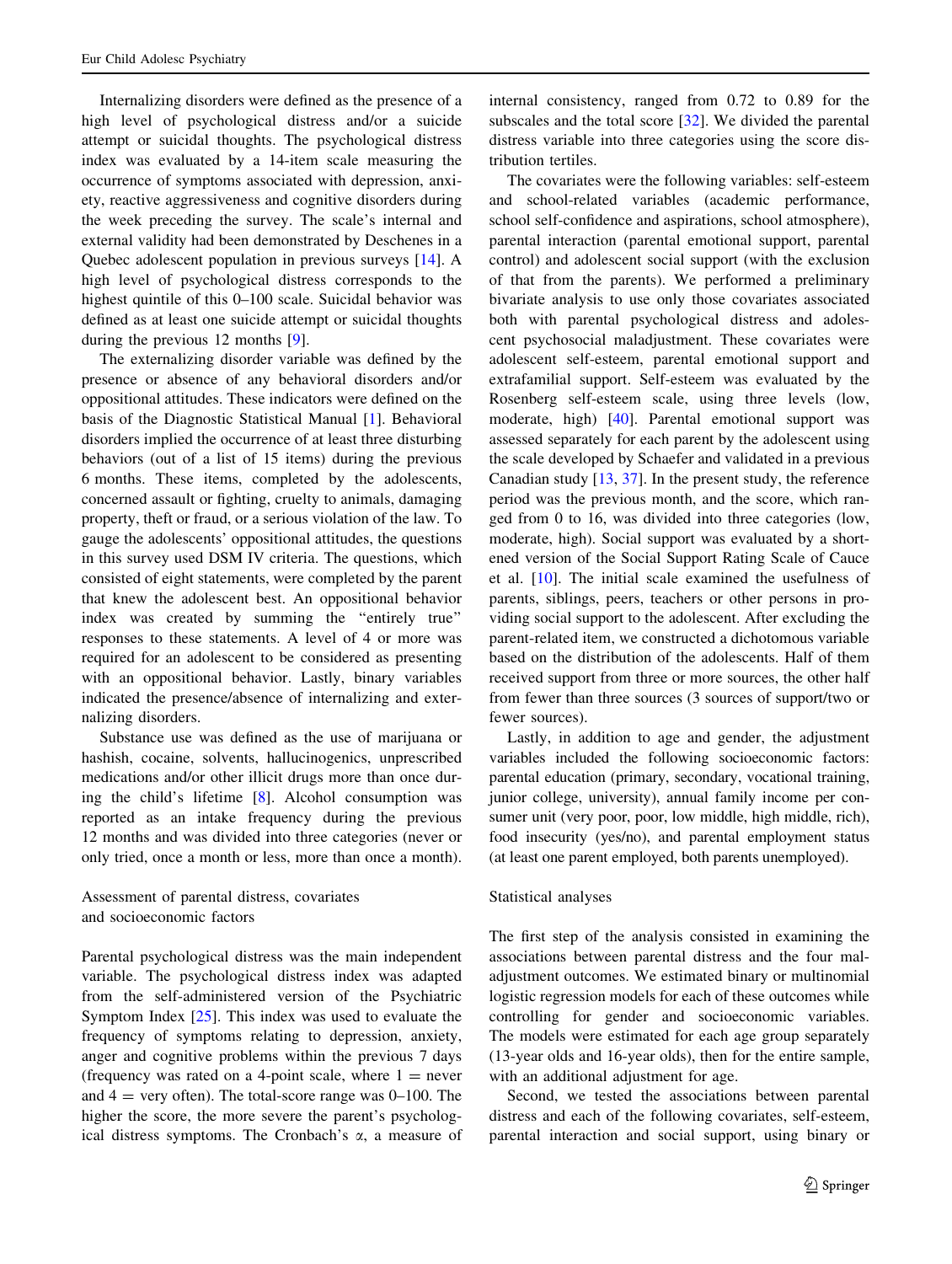Internalizing disorders were defined as the presence of a high level of psychological distress and/or a suicide attempt or suicidal thoughts. The psychological distress index was evaluated by a 14-item scale measuring the occurrence of symptoms associated with depression, anxiety, reactive aggressiveness and cognitive disorders during the week preceding the survey. The scale's internal and external validity had been demonstrated by Deschenes in a Quebec adolescent population in previous surveys [14]. A high level of psychological distress corresponds to the highest quintile of this 0–100 scale. Suicidal behavior was defined as at least one suicide attempt or suicidal thoughts during the previous 12 months [9].

The externalizing disorder variable was defined by the presence or absence of any behavioral disorders and/or oppositional attitudes. These indicators were defined on the basis of the Diagnostic Statistical Manual [1]. Behavioral disorders implied the occurrence of at least three disturbing behaviors (out of a list of 15 items) during the previous 6 months. These items, completed by the adolescents, concerned assault or fighting, cruelty to animals, damaging property, theft or fraud, or a serious violation of the law. To gauge the adolescents' oppositional attitudes, the questions in this survey used DSM IV criteria. The questions, which consisted of eight statements, were completed by the parent that knew the adolescent best. An oppositional behavior index was created by summing the "entirely true" responses to these statements. A level of 4 or more was required for an adolescent to be considered as presenting with an oppositional behavior. Lastly, binary variables indicated the presence/absence of internalizing and externalizing disorders.

Substance use was defined as the use of marijuana or hashish, cocaine, solvents, hallucinogenics, unprescribed medications and/or other illicit drugs more than once during the child's lifetime [8]. Alcohol consumption was reported as an intake frequency during the previous 12 months and was divided into three categories (never or only tried, once a month or less, more than once a month).

### Assessment of parental distress, covariates and socioeconomic factors

Parental psychological distress was the main independent variable. The psychological distress index was adapted from the self-administered version of the Psychiatric Symptom Index [25]. This index was used to evaluate the frequency of symptoms relating to depression, anxiety, anger and cognitive problems within the previous 7 days (frequency was rated on a 4-point scale, where 1 = never and 4 = very often). The total-score range was 0–100. The higher the score, the more severe the parent's psychological distress symptoms. The Cronbach's α, a measure of internal consistency, ranged from 0.72 to 0.89 for the subscales and the total score [32]. We divided the parental distress variable into three categories using the score distribution tertiles.

The covariates were the following variables: self-esteem and school-related variables (academic performance, school self-confidence and aspirations, school atmosphere), parental interaction (parental emotional support, parental control) and adolescent social support (with the exclusion of that from the parents). We performed a preliminary bivariate analysis to use only those covariates associated both with parental psychological distress and adolescent psychosocial maladjustment. These covariates were adolescent self-esteem, parental emotional support and extrafamilial support. Self-esteem was evaluated by the Rosenberg self-esteem scale, using three levels (low, moderate, high) [40]. Parental emotional support was assessed separately for each parent by the adolescent using the scale developed by Schaefer and validated in a previous Canadian study [13, 37]. In the present study, the reference period was the previous month, and the score, which ranged from 0 to 16, was divided into three categories (low, moderate, high). Social support was evaluated by a shortened version of the Social Support Rating Scale of Cauce et al. [10]. The initial scale examined the usefulness of parents, siblings, peers, teachers or other persons in providing social support to the adolescent. After excluding the parent-related item, we constructed a dichotomous variable based on the distribution of the adolescents. Half of them received support from three or more sources, the other half from fewer than three sources (3 sources of support/two or fewer sources).

Lastly, in addition to age and gender, the adjustment variables included the following socioeconomic factors: parental education (primary, secondary, vocational training, junior college, university), annual family income per consumer unit (very poor, poor, low middle, high middle, rich), food insecurity (yes/no), and parental employment status (at least one parent employed, both parents unemployed).

### Statistical analyses

The first step of the analysis consisted in examining the associations between parental distress and the four maladjustment outcomes. We estimated binary or multinomial logistic regression models for each of these outcomes while controlling for gender and socioeconomic variables. The models were estimated for each age group separately (13-year olds and 16-year olds), then for the entire sample, with an additional adjustment for age.

Second, we tested the associations between parental distress and each of the following covariates, self-esteem, parental interaction and social support, using binary or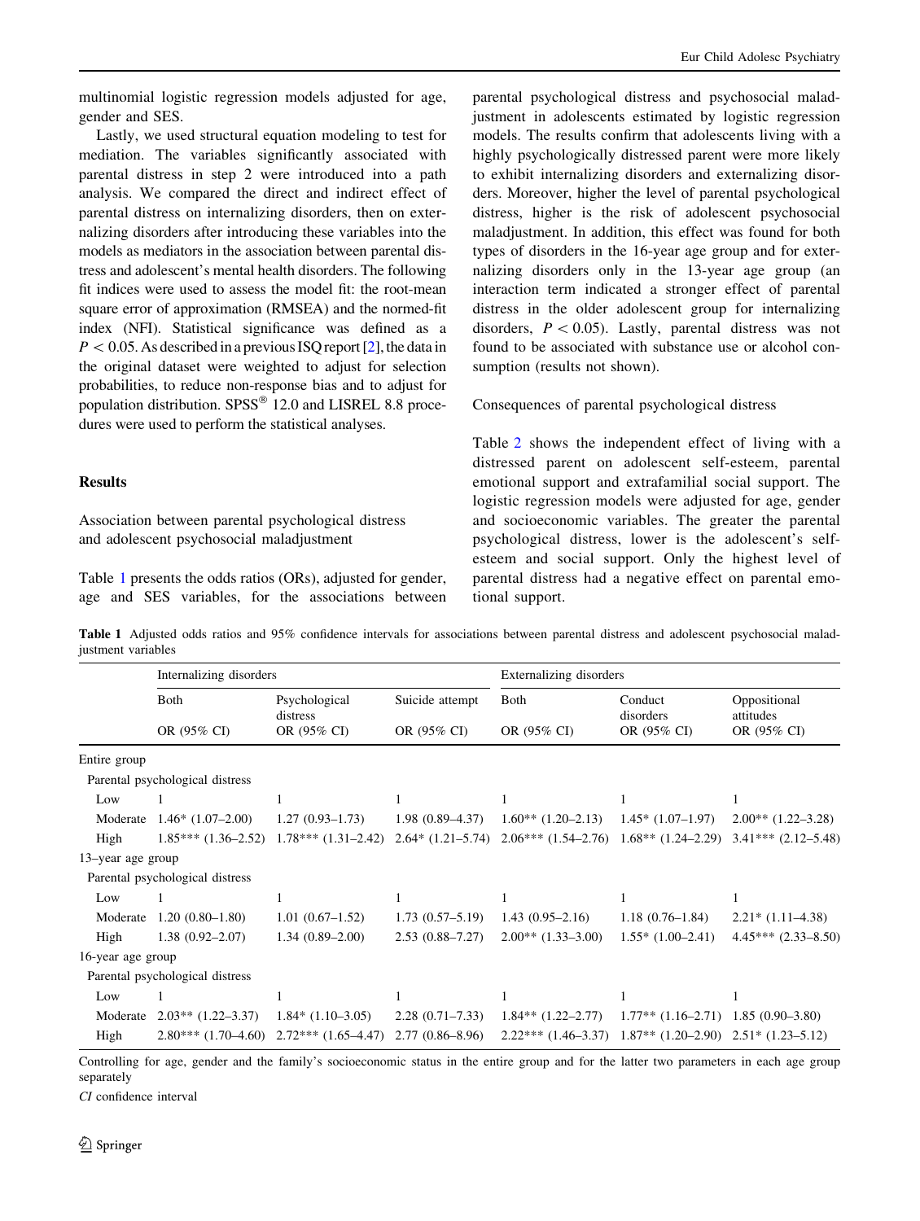multinomial logistic regression models adjusted for age, gender and SES.

Lastly, we used structural equation modeling to test for mediation. The variables significantly associated with parental distress in step 2 were introduced into a path analysis. We compared the direct and indirect effect of parental distress on internalizing disorders, then on externalizing disorders after introducing these variables into the models as mediators in the association between parental distress and adolescent's mental health disorders. The following fit indices were used to assess the model fit: the root-mean square error of approximation (RMSEA) and the normed-fit index (NFI). Statistical significance was defined as a $P < 0.05$. As described in a previous ISQ report [2], the data in the original dataset were weighted to adjust for selection probabilities, to reduce non-response bias and to adjust for population distribution. SPSS® 12.0 and LISREL 8.8 procedures were used to perform the statistical analyses.

## Results

### Association between parental psychological distress and adolescent psychosocial maladjustment

Table 1 presents the odds ratios (ORs), adjusted for gender, age and SES variables, for the associations between parental psychological distress and psychosocial maladjustment in adolescents estimated by logistic regression models. The results confirm that adolescents living with a highly psychologically distressed parent were more likely to exhibit internalizing disorders and externalizing disorders. Moreover, higher the level of parental psychological distress, higher is the risk of adolescent psychosocial maladjustment. In addition, this effect was found for both types of disorders in the 16-year age group and for externalizing disorders only in the 13-year age group (an interaction term indicated a stronger effect of parental distress in the older adolescent group for internalizing disorders, $P < 0.05$). Lastly, parental distress was not found to be associated with substance use or alcohol consumption (results not shown).

### Consequences of parental psychological distress

Table 2 shows the independent effect of living with a distressed parent on adolescent self-esteem, parental emotional support and extrafamilial social support. The logistic regression models were adjusted for age, gender and socioeconomic variables. The greater the parental psychological distress, lower is the adolescent's self-esteem and social support. Only the highest level of parental distress had a negative effect on parental emotional support.

**Table 1** Adjusted odds ratios and 95% confidence intervals for associations between parental distress and adolescent psychosocial maladjustment variables

| | Internalizing disorders | | | Externalizing disorders | | |
|---|---|---|---|---|---|---|
| | Both | Psychological distress | Suicide attempt | Both | Conduct disorders | Oppositional attitudes |
| | OR (95% CI) | OR (95% CI) | OR (95% CI) | OR (95% CI) | OR (95% CI) | OR (95% CI) |
| Entire group | | | | | | |
| Parental psychological distress | | | | | | |
| Low | 1 | 1 | 1 | 1 | 1 | 1 |
| Moderate | 1.46* (1.07–2.00) | 1.27 (0.93–1.73) | 1.98 (0.89–4.37) | 1.60** (1.20–2.13) | 1.45* (1.07–1.97) | 2.00** (1.22–3.28) |
| High | 1.85*** (1.36–2.52) | 1.78*** (1.31–2.42) | 2.64* (1.21–5.74) | 2.06*** (1.54–2.76) | 1.68** (1.24–2.29) | 3.41*** (2.12–5.48) |
| 13–year age group | | | | | | |
| Parental psychological distress | | | | | | |
| Low | 1 | 1 | 1 | 1 | 1 | 1 |
| Moderate | 1.20 (0.80–1.80) | 1.01 (0.67–1.52) | 1.73 (0.57–5.19) | 1.43 (0.95–2.16) | 1.18 (0.76–1.84) | 2.21* (1.11–4.38) |
| High | 1.38 (0.92–2.07) | 1.34 (0.89–2.00) | 2.53 (0.88–7.27) | 2.00** (1.33–3.00) | 1.55* (1.00–2.41) | 4.45*** (2.33–8.50) |
| 16-year age group | | | | | | |
| Parental psychological distress | | | | | | |
| Low | 1 | 1 | 1 | 1 | 1 | 1 |
| Moderate | 2.03** (1.22–3.37) | 1.84* (1.10–3.05) | 2.28 (0.71–7.33) | 1.84** (1.22–2.77) | 1.77** (1.16–2.71) | 1.85 (0.90–3.80) |
| High | 2.80*** (1.70–4.60) | 2.72*** (1.65–4.47) | 2.77 (0.86–8.96) | 2.22*** (1.46–3.37) | 1.87** (1.20–2.90) | 2.51* (1.23–5.12) |

Controlling for age, gender and the family's socioeconomic status in the entire group and for the latter two parameters in each age group separately

*CI* confidence interval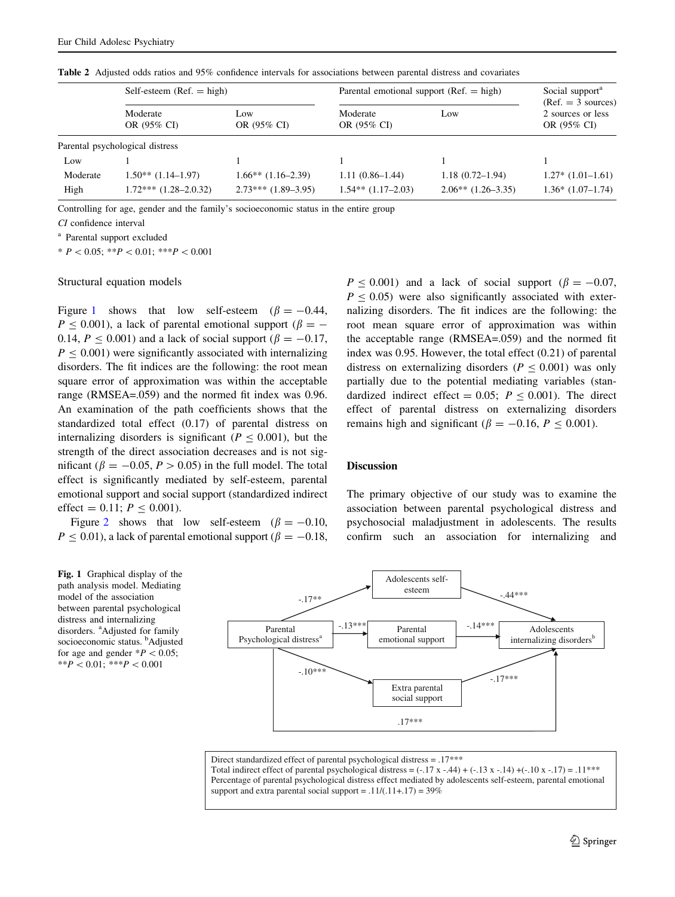**Table 2** Adjusted odds ratios and 95% confidence intervals for associations between parental distress and covariates

| | Self-esteem (Ref. = high) | | Parental emotional support (Ref. = high) | | Social support[a] (Ref. = 3 sources) |
|---|---|---|---|---|---|
| | Moderate OR (95% CI) | Low OR (95% CI) | Moderate OR (95% CI) | Low | 2 sources or less OR (95% CI) |
| Parental psychological distress | | | | | |
| Low | 1 | 1 | 1 | 1 | 1 |
| Moderate | 1.50** (1.14–1.97) | 1.66** (1.16–2.39) | 1.11 (0.86–1.44) | 1.18 (0.72–1.94) | 1.27* (1.01–1.61) |
| High | 1.72*** (1.28–2.0.32) | 2.73*** (1.89–3.95) | 1.54** (1.17–2.03) | 2.06** (1.26–3.35) | 1.36* (1.07–1.74) |

Controlling for age, gender and the family's socioeconomic status in the entire group

*CI* confidence interval

[a] Parental support excluded

* $P < 0.05$; ** $P < 0.01$; *** $P < 0.001$

### Structural equation models

Figure 1 shows that low self-esteem ($\beta = -0.44$, $P \leq 0.001$), a lack of parental emotional support ($\beta = -0.14$, $P \leq 0.001$) and a lack of social support ($\beta = -0.17$, $P \leq 0.001$) were significantly associated with internalizing disorders. The fit indices are the following: the root mean square error of approximation was within the acceptable range (RMSEA=.059) and the normed fit index was 0.96. An examination of the path coefficients shows that the standardized total effect (0.17) of parental distress on internalizing disorders is significant ($P \leq 0.001$), but the strength of the direct association decreases and is not significant ($\beta = -0.05$, $P > 0.05$) in the full model. The total effect is significantly mediated by self-esteem, parental emotional support and social support (standardized indirect effect = 0.11; $P \leq 0.001$).

Figure 2 shows that low self-esteem ($\beta = -0.10$, $P \leq 0.01$), a lack of parental emotional support ($\beta = -0.18$, $P \leq 0.001$) and a lack of social support ($\beta = -0.07$, $P \leq 0.05$) were also significantly associated with externalizing disorders. The fit indices are the following: the root mean square error of approximation was within the acceptable range (RMSEA=.059) and the normed fit index was 0.95. However, the total effect (0.21) of parental distress on externalizing disorders ($P \leq 0.001$) was only partially due to the potential mediating variables (standardized indirect effect = 0.05; $P \leq 0.001$). The direct effect of parental distress on externalizing disorders remains high and significant ($\beta = -0.16$, $P \leq 0.001$).

## Discussion

The primary objective of our study was to examine the association between parental psychological distress and psychosocial maladjustment in adolescents. The results confirm such an association for internalizing and

**Fig. 1** Graphical display of the path analysis model. Mediating model of the association between parental psychological distress and internalizing disorders. [a]Adjusted for family socioeconomic status. [b]Adjusted for age and gender * $P < 0.05$; ** $P < 0.01$; *** $P < 0.001$

Parental Psychological distress[a] → Adolescents self-esteem: -.17**; Adolescents self-esteem → Adolescents internalizing disorders[b]: -.44***; Parental Psychological distress[a] → Parental emotional support: -.13***; Parental emotional support → Adolescents internalizing disorders[b]: -.14***; Parental Psychological distress[a] → Extra parental social support: -.10***; Extra parental social support → Adolescents internalizing disorders[b]: -.17***; Parental Psychological distress[a] → Adolescents internalizing disorders[b]: .17***

Direct standardized effect of parental psychological distress = .17***
Total indirect effect of parental psychological distress = (-.17 x -.44) + (-.13 x -.14) +(-.10 x -.17) = .11***
Percentage of parental psychological distress effect mediated by adolescents self-esteem, parental emotional support and extra parental social support = .11/(.11+.17) = 39%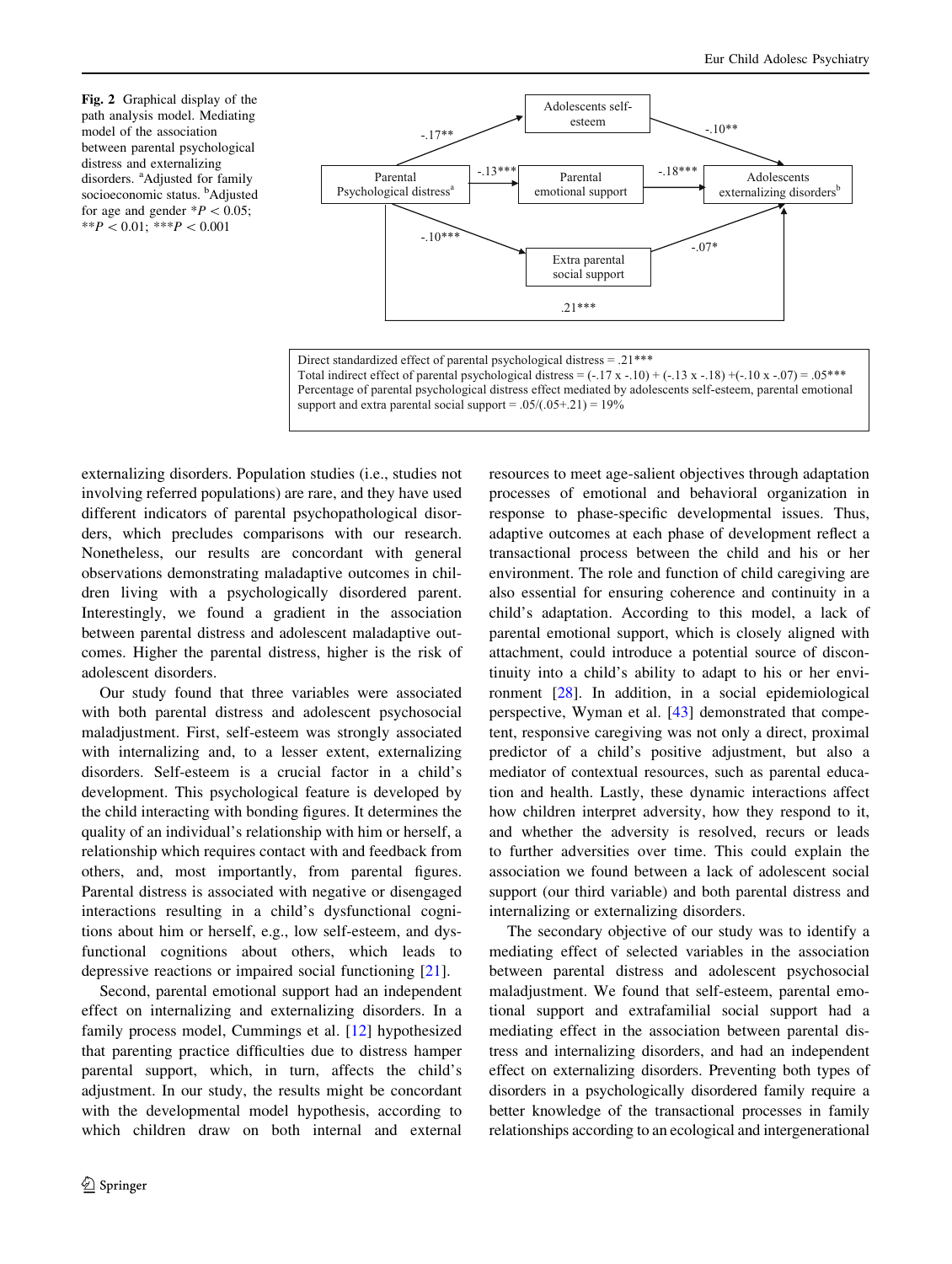**Fig. 2** Graphical display of the path analysis model. Mediating model of the association between parental psychological distress and externalizing disorders. [a]Adjusted for family socioeconomic status. [b]Adjusted for age and gender $^{*}P < 0.05$; $^{**}P < 0.01$; $^{***}P < 0.001$

Parental Psychological distress[a] → Adolescents self-esteem: -.17**
Adolescents self-esteem → Adolescents externalizing disorders[b]: -.10**
Parental Psychological distress[a] → Parental emotional support: -.13***
Parental emotional support → Adolescents externalizing disorders[b]: -.18***
Parental Psychological distress[a] → Extra parental social support: -.10***
Extra parental social support → Adolescents externalizing disorders[b]: -.07*
Parental Psychological distress[a] → Adolescents externalizing disorders[b]: .21***

Direct standardized effect of parental psychological distress = .21***
Total indirect effect of parental psychological distress = (-.17 x -.10) + (-.13 x -.18) +(-.10 x -.07) = .05***
Percentage of parental psychological distress effect mediated by adolescents self-esteem, parental emotional support and extra parental social support = .05/(.05+.21) = 19%

externalizing disorders. Population studies (i.e., studies not involving referred populations) are rare, and they have used different indicators of parental psychopathological disorders, which precludes comparisons with our research. Nonetheless, our results are concordant with general observations demonstrating maladaptive outcomes in children living with a psychologically disordered parent. Interestingly, we found a gradient in the association between parental distress and adolescent maladaptive outcomes. Higher the parental distress, higher is the risk of adolescent disorders.

Our study found that three variables were associated with both parental distress and adolescent psychosocial maladjustment. First, self-esteem was strongly associated with internalizing and, to a lesser extent, externalizing disorders. Self-esteem is a crucial factor in a child's development. This psychological feature is developed by the child interacting with bonding figures. It determines the quality of an individual's relationship with him or herself, a relationship which requires contact with and feedback from others, and, most importantly, from parental figures. Parental distress is associated with negative or disengaged interactions resulting in a child's dysfunctional cognitions about him or herself, e.g., low self-esteem, and dysfunctional cognitions about others, which leads to depressive reactions or impaired social functioning [21].

Second, parental emotional support had an independent effect on internalizing and externalizing disorders. In a family process model, Cummings et al. [12] hypothesized that parenting practice difficulties due to distress hamper parental support, which, in turn, affects the child's adjustment. In our study, the results might be concordant with the developmental model hypothesis, according to which children draw on both internal and external resources to meet age-salient objectives through adaptation processes of emotional and behavioral organization in response to phase-specific developmental issues. Thus, adaptive outcomes at each phase of development reflect a transactional process between the child and his or her environment. The role and function of child caregiving are also essential for ensuring coherence and continuity in a child's adaptation. According to this model, a lack of parental emotional support, which is closely aligned with attachment, could introduce a potential source of discontinuity into a child's ability to adapt to his or her environment [28]. In addition, in a social epidemiological perspective, Wyman et al. [43] demonstrated that competent, responsive caregiving was not only a direct, proximal predictor of a child's positive adjustment, but also a mediator of contextual resources, such as parental education and health. Lastly, these dynamic interactions affect how children interpret adversity, how they respond to it, and whether the adversity is resolved, recurs or leads to further adversities over time. This could explain the association we found between a lack of adolescent social support (our third variable) and both parental distress and internalizing or externalizing disorders.

The secondary objective of our study was to identify a mediating effect of selected variables in the association between parental distress and adolescent psychosocial maladjustment. We found that self-esteem, parental emotional support and extrafamilial social support had a mediating effect in the association between parental distress and internalizing disorders, and had an independent effect on externalizing disorders. Preventing both types of disorders in a psychologically disordered family require a better knowledge of the transactional processes in family relationships according to an ecological and intergenerational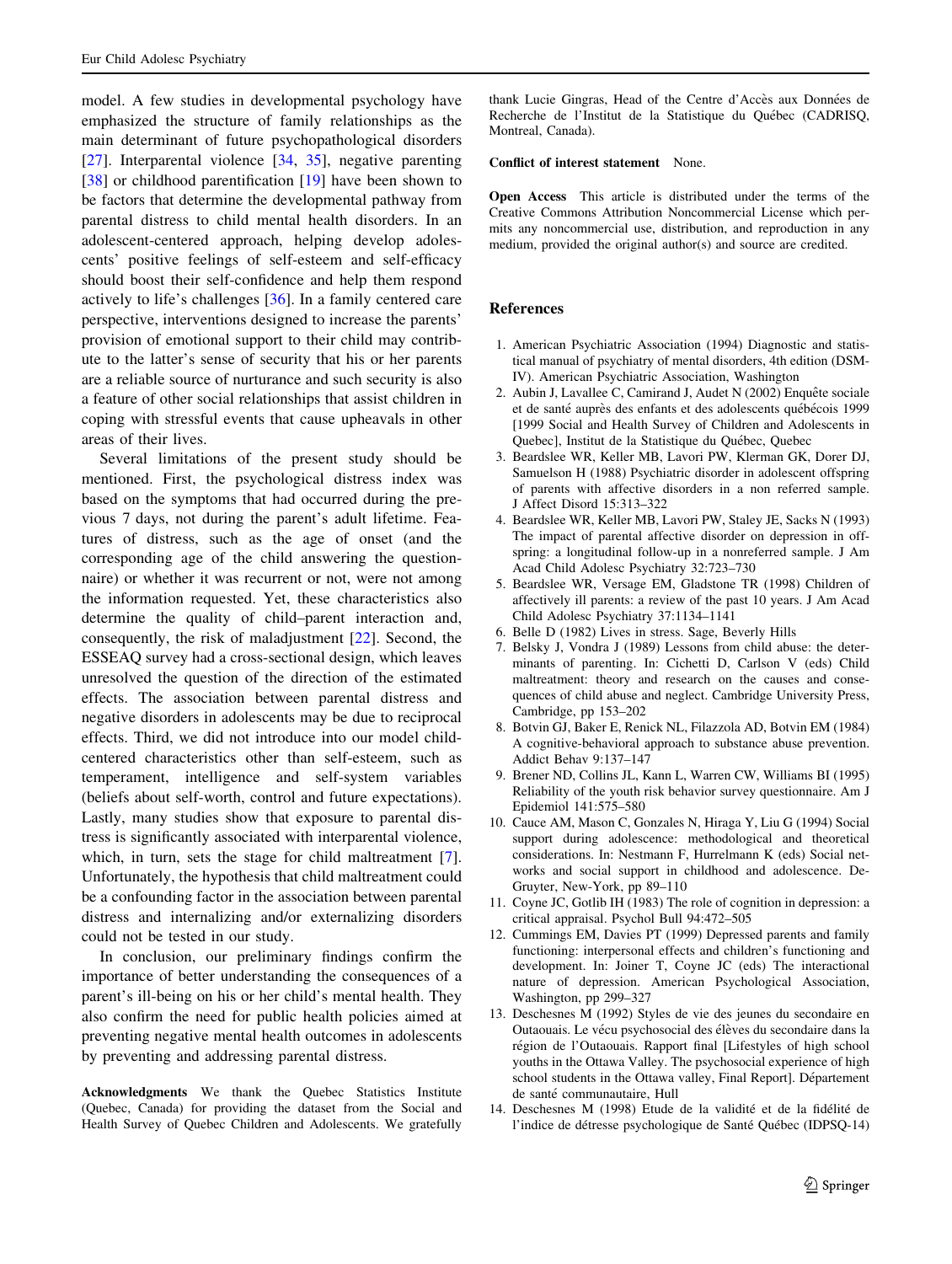model. A few studies in developmental psychology have emphasized the structure of family relationships as the main determinant of future psychopathological disorders [27]. Interparental violence [34, 35], negative parenting [38] or childhood parentification [19] have been shown to be factors that determine the developmental pathway from parental distress to child mental health disorders. In an adolescent-centered approach, helping develop adolescents' positive feelings of self-esteem and self-efficacy should boost their self-confidence and help them respond actively to life's challenges [36]. In a family centered care perspective, interventions designed to increase the parents' provision of emotional support to their child may contribute to the latter's sense of security that his or her parents are a reliable source of nurturance and such security is also a feature of other social relationships that assist children in coping with stressful events that cause upheavals in other areas of their lives.

Several limitations of the present study should be mentioned. First, the psychological distress index was based on the symptoms that had occurred during the previous 7 days, not during the parent's adult lifetime. Features of distress, such as the age of onset (and the corresponding age of the child answering the questionnaire) or whether it was recurrent or not, were not among the information requested. Yet, these characteristics also determine the quality of child–parent interaction and, consequently, the risk of maladjustment [22]. Second, the ESSEAQ survey had a cross-sectional design, which leaves unresolved the question of the direction of the estimated effects. The association between parental distress and negative disorders in adolescents may be due to reciprocal effects. Third, we did not introduce into our model child-centered characteristics other than self-esteem, such as temperament, intelligence and self-system variables (beliefs about self-worth, control and future expectations). Lastly, many studies show that exposure to parental distress is significantly associated with interparental violence, which, in turn, sets the stage for child maltreatment [7]. Unfortunately, the hypothesis that child maltreatment could be a confounding factor in the association between parental distress and internalizing and/or externalizing disorders could not be tested in our study.

In conclusion, our preliminary findings confirm the importance of better understanding the consequences of a parent's ill-being on his or her child's mental health. They also confirm the need for public health policies aimed at preventing negative mental health outcomes in adolescents by preventing and addressing parental distress.

**Acknowledgments** We thank the Quebec Statistics Institute (Quebec, Canada) for providing the dataset from the Social and Health Survey of Quebec Children and Adolescents. We gratefully thank Lucie Gingras, Head of the Centre d'Accès aux Données de Recherche de l'Institut de la Statistique du Québec (CADRISQ, Montreal, Canada).

**Conflict of interest statement** None.

**Open Access** This article is distributed under the terms of the Creative Commons Attribution Noncommercial License which permits any noncommercial use, distribution, and reproduction in any medium, provided the original author(s) and source are credited.

## References

1. American Psychiatric Association (1994) Diagnostic and statistical manual of psychiatry of mental disorders, 4th edition (DSM-IV). American Psychiatric Association, Washington
2. Aubin J, Lavallee C, Camirand J, Audet N (2002) Enquête sociale et de santé auprès des enfants et des adolescents québécois 1999 [1999 Social and Health Survey of Children and Adolescents in Quebec], Institut de la Statistique du Québec, Quebec
3. Beardslee WR, Keller MB, Lavori PW, Klerman GK, Dorer DJ, Samuelson H (1988) Psychiatric disorder in adolescent offspring of parents with affective disorders in a non referred sample. J Affect Disord 15:313–322
4. Beardslee WR, Keller MB, Lavori PW, Staley JE, Sacks N (1993) The impact of parental affective disorder on depression in offspring: a longitudinal follow-up in a nonreferred sample. J Am Acad Child Adolesc Psychiatry 32:723–730
5. Beardslee WR, Versage EM, Gladstone TR (1998) Children of affectively ill parents: a review of the past 10 years. J Am Acad Child Adolesc Psychiatry 37:1134–1141
6. Belle D (1982) Lives in stress. Sage, Beverly Hills
7. Belsky J, Vondra J (1989) Lessons from child abuse: the determinants of parenting. In: Cichetti D, Carlson V (eds) Child maltreatment: theory and research on the causes and consequences of child abuse and neglect. Cambridge University Press, Cambridge, pp 153–202
8. Botvin GJ, Baker E, Renick NL, Filazzola AD, Botvin EM (1984) A cognitive-behavioral approach to substance abuse prevention. Addict Behav 9:137–147
9. Brener ND, Collins JL, Kann L, Warren CW, Williams BI (1995) Reliability of the youth risk behavior survey questionnaire. Am J Epidemiol 141:575–580
10. Cauce AM, Mason C, Gonzales N, Hiraga Y, Liu G (1994) Social support during adolescence: methodological and theoretical considerations. In: Nestmann F, Hurrelmann K (eds) Social networks and social support in childhood and adolescence. De-Gruyter, New-York, pp 89–110
11. Coyne JC, Gotlib IH (1983) The role of cognition in depression: a critical appraisal. Psychol Bull 94:472–505
12. Cummings EM, Davies PT (1999) Depressed parents and family functioning: interpersonal effects and children's functioning and development. In: Joiner T, Coyne JC (eds) The interactional nature of depression. American Psychological Association, Washington, pp 299–327
13. Deschesnes M (1992) Styles de vie des jeunes du secondaire en Outaouais. Le vécu psychosocial des élèves du secondaire dans la région de l'Outaouais. Rapport final [Lifestyles of high school youths in the Ottawa Valley. The psychosocial experience of high school students in the Ottawa valley, Final Report]. Département de santé communautaire, Hull
14. Deschesnes M (1998) Etude de la validité et de la fidélité de l'indice de détresse psychologique de Santé Québec (IDPSQ-14)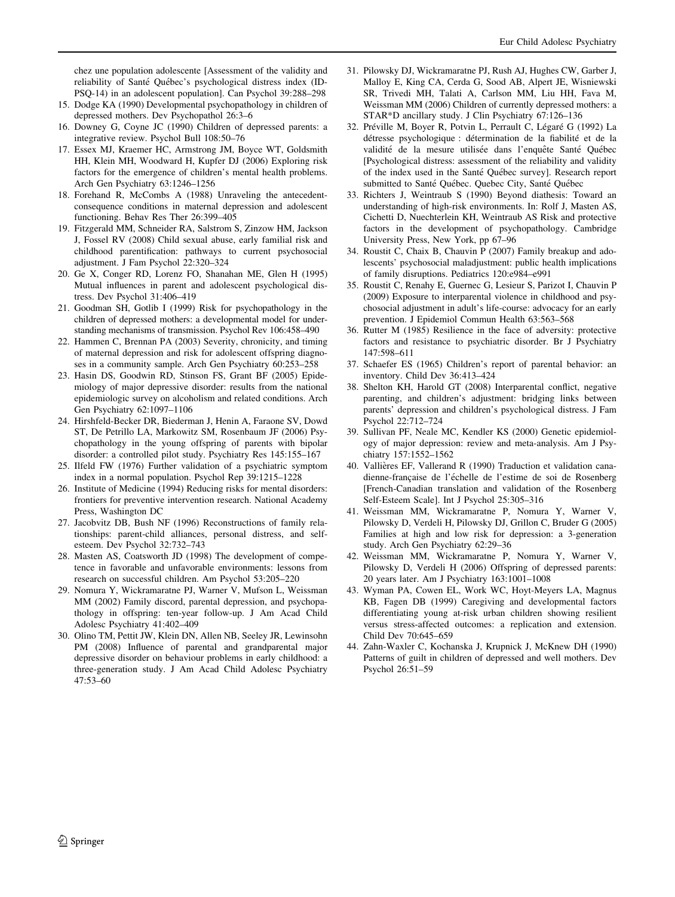chez une population adolescente [Assessment of the validity and reliability of Santé Québec's psychological distress index (ID-PSQ-14) in an adolescent population]. Can Psychol 39:288–298

15. Dodge KA (1990) Developmental psychopathology in children of depressed mothers. Dev Psychopathol 26:3–6
16. Downey G, Coyne JC (1990) Children of depressed parents: a integrative review. Psychol Bull 108:50–76
17. Essex MJ, Kraemer HC, Armstrong JM, Boyce WT, Goldsmith HH, Klein MH, Woodward H, Kupfer DJ (2006) Exploring risk factors for the emergence of children's mental health problems. Arch Gen Psychiatry 63:1246–1256
18. Forehand R, McCombs A (1988) Unraveling the antecedent-consequence conditions in maternal depression and adolescent functioning. Behav Res Ther 26:399–405
19. Fitzgerald MM, Schneider RA, Salstrom S, Zinzow HM, Jackson J, Fossel RV (2008) Child sexual abuse, early familial risk and childhood parentification: pathways to current psychosocial adjustment. J Fam Psychol 22:320–324
20. Ge X, Conger RD, Lorenz FO, Shanahan ME, Glen H (1995) Mutual influences in parent and adolescent psychological distress. Dev Psychol 31:406–419
21. Goodman SH, Gotlib I (1999) Risk for psychopathology in the children of depressed mothers: a developmental model for understanding mechanisms of transmission. Psychol Rev 106:458–490
22. Hammen C, Brennan PA (2003) Severity, chronicity, and timing of maternal depression and risk for adolescent offspring diagnoses in a community sample. Arch Gen Psychiatry 60:253–258
23. Hasin DS, Goodwin RD, Stinson FS, Grant BF (2005) Epidemiology of major depressive disorder: results from the national epidemiologic survey on alcoholism and related conditions. Arch Gen Psychiatry 62:1097–1106
24. Hirshfeld-Becker DR, Biederman J, Henin A, Faraone SV, Dowd ST, De Petrillo LA, Markowitz SM, Rosenbaum JF (2006) Psychopathology in the young offspring of parents with bipolar disorder: a controlled pilot study. Psychiatry Res 145:155–167
25. Ilfeld FW (1976) Further validation of a psychiatric symptom index in a normal population. Psychol Rep 39:1215–1228
26. Institute of Medicine (1994) Reducing risks for mental disorders: frontiers for preventive intervention research. National Academy Press, Washington DC
27. Jacobvitz DB, Bush NF (1996) Reconstructions of family relationships: parent-child alliances, personal distress, and self-esteem. Dev Psychol 32:732–743
28. Masten AS, Coatsworth JD (1998) The development of competence in favorable and unfavorable environments: lessons from research on successful children. Am Psychol 53:205–220
29. Nomura Y, Wickramaratne PJ, Warner V, Mufson L, Weissman MM (2002) Family discord, parental depression, and psychopathology in offspring: ten-year follow-up. J Am Acad Child Adolesc Psychiatry 41:402–409
30. Olino TM, Pettit JW, Klein DN, Allen NB, Seeley JR, Lewinsohn PM (2008) Influence of parental and grandparental major depressive disorder on behaviour problems in early childhood: a three-generation study. J Am Acad Child Adolesc Psychiatry 47:53–60
31. Pilowsky DJ, Wickramaratne PJ, Rush AJ, Hughes CW, Garber J, Malloy E, King CA, Cerda G, Sood AB, Alpert JE, Wisniewski SR, Trivedi MH, Talati A, Carlson MM, Liu HH, Fava M, Weissman MM (2006) Children of currently depressed mothers: a STAR*D ancillary study. J Clin Psychiatry 67:126–136
32. Préville M, Boyer R, Potvin L, Perrault C, Légaré G (1992) La détresse psychologique : détermination de la fiabilité et de la validité de la mesure utilisée dans l'enquête Santé Québec [Psychological distress: assessment of the reliability and validity of the index used in the Santé Québec survey]. Research report submitted to Santé Québec. Quebec City, Santé Québec
33. Richters J, Weintraub S (1990) Beyond diathesis: Toward an understanding of high-risk environments. In: Rolf J, Masten AS, Cichetti D, Nuechterlein KH, Weintraub AS Risk and protective factors in the development of psychopathology. Cambridge University Press, New York, pp 67–96
34. Roustit C, Chaix B, Chauvin P (2007) Family breakup and adolescents' psychosocial maladjustment: public health implications of family disruptions. Pediatrics 120:e984–e991
35. Roustit C, Renahy E, Guernec G, Lesieur S, Parizot I, Chauvin P (2009) Exposure to interparental violence in childhood and psychosocial adjustment in adult's life-course: advocacy for an early prevention. J Epidemiol Commun Health 63:563–568
36. Rutter M (1985) Resilience in the face of adversity: protective factors and resistance to psychiatric disorder. Br J Psychiatry 147:598–611
37. Schaefer ES (1965) Children's report of parental behavior: an inventory. Child Dev 36:413–424
38. Shelton KH, Harold GT (2008) Interparental conflict, negative parenting, and children's adjustment: bridging links between parents' depression and children's psychological distress. J Fam Psychol 22:712–724
39. Sullivan PF, Neale MC, Kendler KS (2000) Genetic epidemiology of major depression: review and meta-analysis. Am J Psychiatry 157:1552–1562
40. Vallières EF, Vallerand R (1990) Traduction et validation canadienne-française de l'échelle de l'estime de soi de Rosenberg [French-Canadian translation and validation of the Rosenberg Self-Esteem Scale]. Int J Psychol 25:305–316
41. Weissman MM, Wickramaratne P, Nomura Y, Warner V, Pilowsky D, Verdeli H, Pilowsky DJ, Grillon C, Bruder G (2005) Families at high and low risk for depression: a 3-generation study. Arch Gen Psychiatry 62:29–36
42. Weissman MM, Wickramaratne P, Nomura Y, Warner V, Pilowsky D, Verdeli H (2006) Offspring of depressed parents: 20 years later. Am J Psychiatry 163:1001–1008
43. Wyman PA, Cowen EL, Work WC, Hoyt-Meyers LA, Magnus KB, Fagen DB (1999) Caregiving and developmental factors differentiating young at-risk urban children showing resilient versus stress-affected outcomes: a replication and extension. Child Dev 70:645–659
44. Zahn-Waxler C, Kochanska J, Krupnick J, McKnew DH (1990) Patterns of guilt in children of depressed and well mothers. Dev Psychol 26:51–59